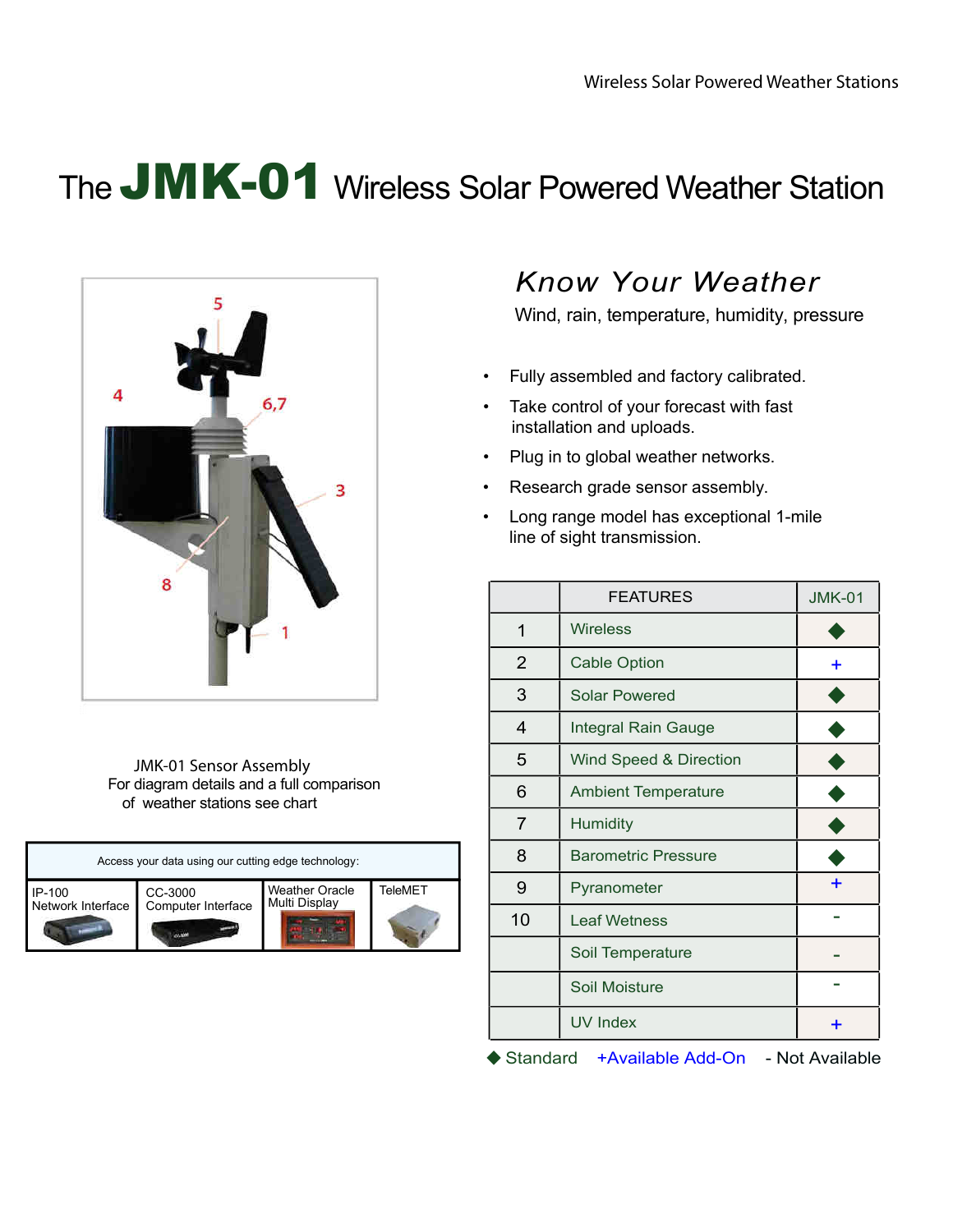# The JMK-01 Wireless Solar Powered Weather Station

JMK-01 Sensor Assembly
For diagram details and a full comparison of weather stations see chart

| Access your data using our cutting edge technology: | | | |
|---|---|---|---|
| IP-100 Network Interface | CC-3000 Computer Interface | Weather Oracle Multi Display | TeleMET |

## *Know Your Weather*

Wind, rain, temperature, humidity, pressure

- Fully assembled and factory calibrated.
- Take control of your forecast with fast installation and uploads.
- Plug in to global weather networks.
- Research grade sensor assembly.
- Long range model has exceptional 1-mile line of sight transmission.

| | FEATURES | JMK-01 |
|---|---|---|
| 1 | Wireless | ◆ |
| 2 | Cable Option | + |
| 3 | Solar Powered | ◆ |
| 4 | Integral Rain Gauge | ◆ |
| 5 | Wind Speed & Direction | ◆ |
| 6 | Ambient Temperature | ◆ |
| 7 | Humidity | ◆ |
| 8 | Barometric Pressure | ◆ |
| 9 | Pyranometer | + |
| 10 | Leaf Wetness | - |
| | Soil Temperature | - |
| | Soil Moisture | - |
| | UV Index | + |

◆ Standard +Available Add-On - Not Available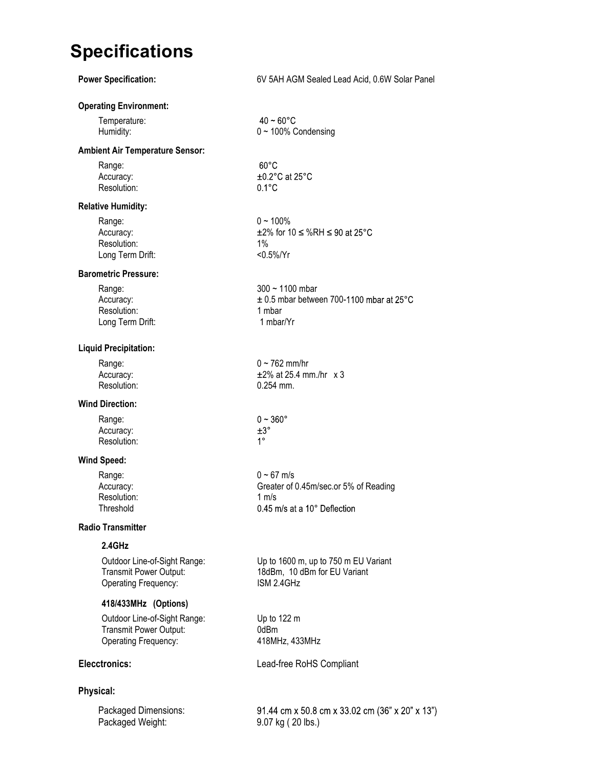# Specifications

**Power Specification:** 6V 5AH AGM Sealed Lead Acid, 0.6W Solar Panel

**Operating Environment:**

| | |
|---|---|
| Temperature: | 40 ~ 60°C |
| Humidity: | 0 ~ 100% Condensing |

**Ambient Air Temperature Sensor:**

| | |
|---|---|
| Range: | 60°C |
| Accuracy: | ±0.2°C at 25°C |
| Resolution: | 0.1°C |

**Relative Humidity:**

| | |
|---|---|
| Range: | 0 ~ 100% |
| Accuracy: | ±2% for 10 ≤ %RH ≤ 90 at 25°C |
| Resolution: | 1% |
| Long Term Drift: | <0.5%/Yr |

**Barometric Pressure:**

| | |
|---|---|
| Range: | 300 ~ 1100 mbar |
| Accuracy: | ± 0.5 mbar between 700-1100 mbar at 25°C |
| Resolution: | 1 mbar |
| Long Term Drift: | 1 mbar/Yr |

**Liquid Precipitation:**

| | |
|---|---|
| Range: | 0 ~ 762 mm/hr |
| Accuracy: | ±2% at 25.4 mm./hr x 3 |
| Resolution: | 0.254 mm. |

**Wind Direction:**

| | |
|---|---|
| Range: | 0 ~ 360° |
| Accuracy: | ±3° |
| Resolution: | 1° |

**Wind Speed:**

| | |
|---|---|
| Range: | 0 ~ 67 m/s |
| Accuracy: | Greater of 0.45m/sec.or 5% of Reading |
| Resolution: | 1 m/s |
| Threshold | 0.45 m/s at a 10° Deflection |

**Radio Transmitter**

**2.4GHz**

| | |
|---|---|
| Outdoor Line-of-Sight Range: | Up to 1600 m, up to 750 m EU Variant |
| Transmit Power Output: | 18dBm, 10 dBm for EU Variant |
| Operating Frequency: | ISM 2.4GHz |

**418/433MHz (Options)**

| | |
|---|---|
| Outdoor Line-of-Sight Range: | Up to 122 m |
| Transmit Power Output: | 0dBm |
| Operating Frequency: | 418MHz, 433MHz |

**Elecctronics:** Lead-free RoHS Compliant

**Physical:**

| | |
|---|---|
| Packaged Dimensions: | 91.44 cm x 50.8 cm x 33.02 cm (36" x 20" x 13") |
| Packaged Weight: | 9.07 kg ( 20 lbs.) |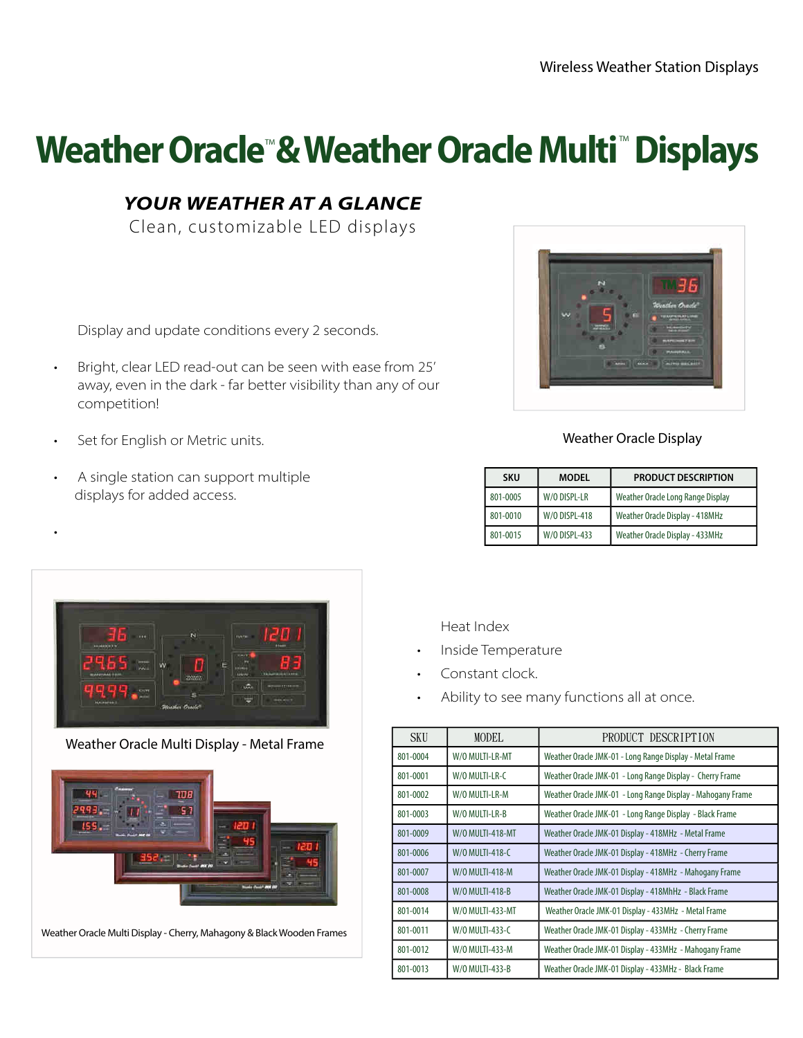Wireless Weather Station Displays

# Weather Oracle™ & Weather Oracle Multi™ Displays

### *YOUR WEATHER AT A GLANCE*

Clean, customizable LED displays

Display and update conditions every 2 seconds.

- Bright, clear LED read-out can be seen with ease from 25' away, even in the dark - far better visibility than any of our competition!
- Set for English or Metric units.
- A single station can support multiple displays for added access.
- 

Weather Oracle Display

| SKU | MODEL | PRODUCT DESCRIPTION |
|---|---|---|
| 801-0005 | W/O DISPL-LR | Weather Oracle Long Range Display |
| 801-0010 | W/O DISPL-418 | Weather Oracle Display - 418MHz |
| 801-0015 | W/O DISPL-433 | Weather Oracle Display - 433MHz |

Weather Oracle Multi Display - Metal Frame

Weather Oracle Multi Display - Cherry, Mahogany & Black Wooden Frames

Heat Index

- Inside Temperature
- Constant clock.
- Ability to see many functions all at once.

| SKU | MODEL | PRODUCT DESCRIPTION |
|---|---|---|
| 801-0004 | W/O MULTI-LR-MT | Weather Oracle JMK-01 - Long Range Display - Metal Frame |
| 801-0001 | W/O MULTI-LR-C | Weather Oracle JMK-01 - Long Range Display - Cherry Frame |
| 801-0002 | W/O MULTI-LR-M | Weather Oracle JMK-01 - Long Range Display - Mahogany Frame |
| 801-0003 | W/O MULTI-LR-B | Weather Oracle JMK-01 - Long Range Display - Black Frame |
| 801-0009 | W/O MULTI-418-MT | Weather Oracle JMK-01 Display - 418MHz - Metal Frame |
| 801-0006 | W/O MULTI-418-C | Weather Oracle JMK-01 Display - 418MHz - Cherry Frame |
| 801-0007 | W/O MULTI-418-M | Weather Oracle JMK-01 Display - 418MHz - Mahogany Frame |
| 801-0008 | W/O MULTI-418-B | Weather Oracle JMK-01 Display - 418MhHz - Black Frame |
| 801-0014 | W/O MULTI-433-MT | Weather Oracle JMK-01 Display - 433MHz - Metal Frame |
| 801-0011 | W/O MULTI-433-C | Weather Oracle JMK-01 Display - 433MHz - Cherry Frame |
| 801-0012 | W/O MULTI-433-M | Weather Oracle JMK-01 Display - 433MHz - Mahogany Frame |
| 801-0013 | W/O MULTI-433-B | Weather Oracle JMK-01 Display - 433MHz - Black Frame |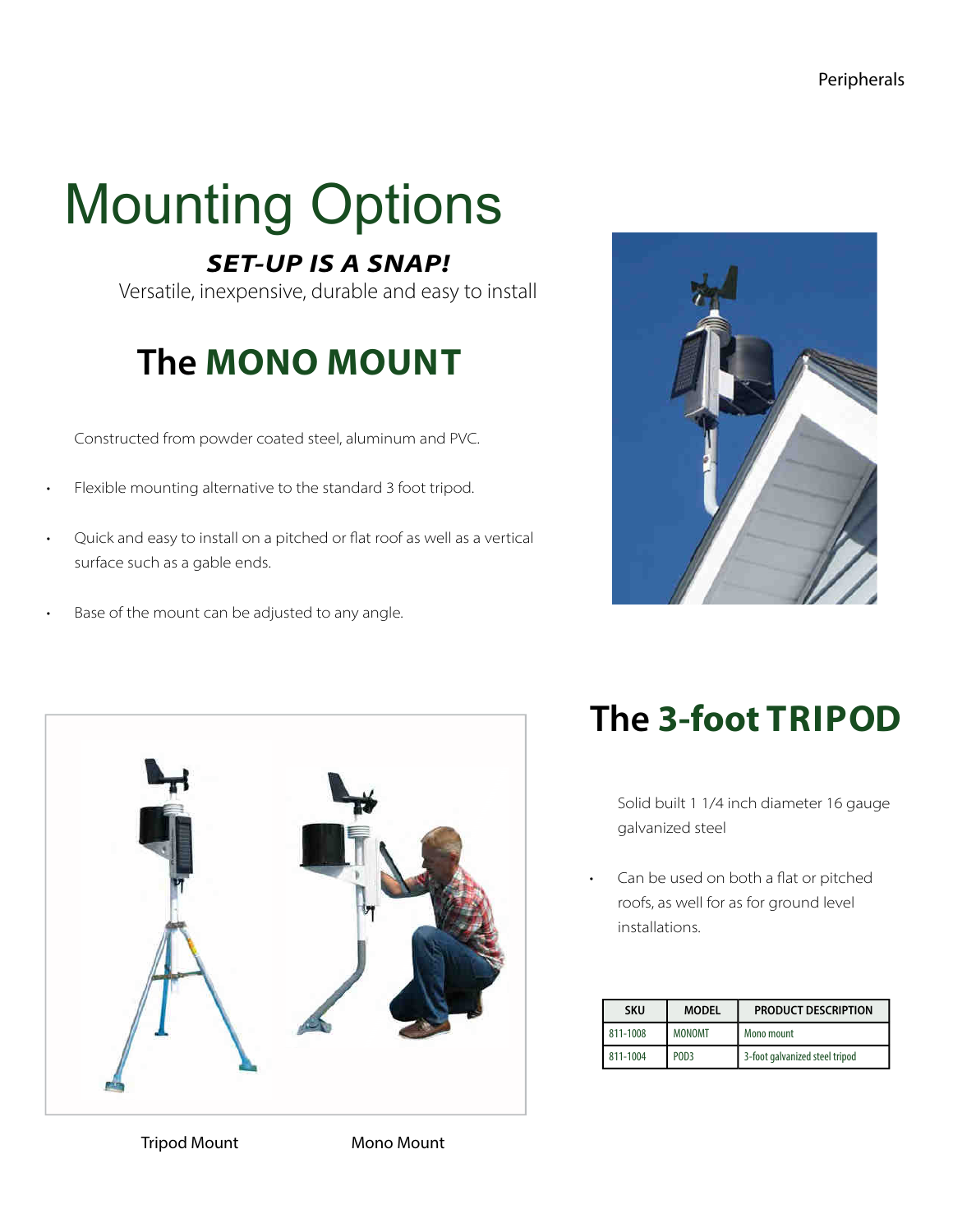# Mounting Options

***SET-UP IS A SNAP!***

Versatile, inexpensive, durable and easy to install

## The MONO MOUNT

Constructed from powder coated steel, aluminum and PVC.

- Flexible mounting alternative to the standard 3 foot tripod.
- Quick and easy to install on a pitched or flat roof as well as a vertical surface such as a gable ends.
- Base of the mount can be adjusted to any angle.

Tripod Mount

Mono Mount

## The 3-foot TRIPOD

Solid built 1 1/4 inch diameter 16 gauge galvanized steel

- Can be used on both a flat or pitched roofs, as well for as for ground level installations.

| SKU | MODEL | PRODUCT DESCRIPTION |
| --- | --- | --- |
| 811-1008 | MONOMT | Mono mount |
| 811-1004 | POD3 | 3-foot galvanized steel tripod |